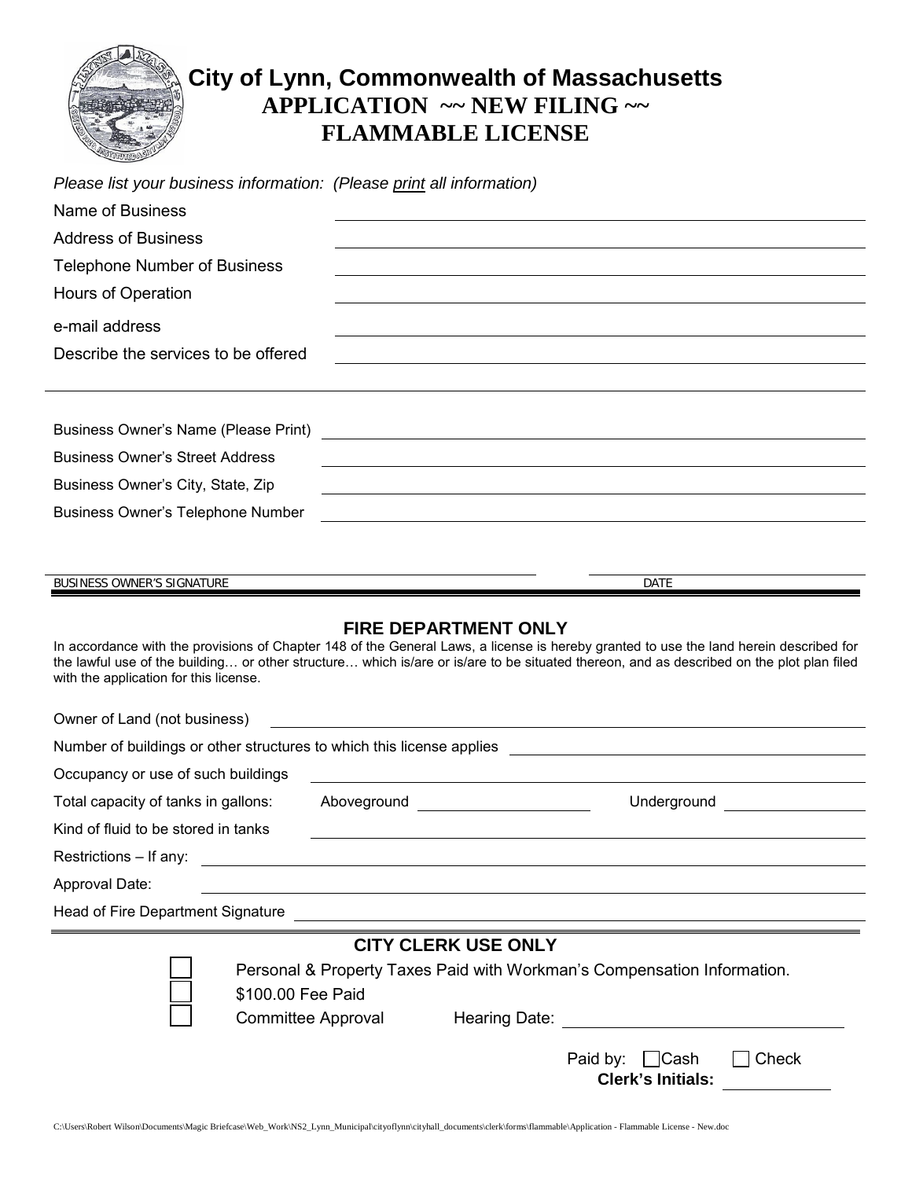# City of Lynn, Commonwealth of Massachusetts

## APPLICATION ~~ NEW FILING ~~

## FLAMMABLE LICENSE

*Please list your business information: (Please print all information)*

Name of Business \_\_\_\_\_\_\_\_\_\_\_\_\_\_\_\_\_\_\_\_\_\_\_\_\_\_\_\_\_\_\_\_\_\_\_\_\_\_\_\_

Address of Business \_\_\_\_\_\_\_\_\_\_\_\_\_\_\_\_\_\_\_\_\_\_\_\_\_\_\_\_\_\_\_\_\_\_\_\_\_\_\_\_

Telephone Number of Business \_\_\_\_\_\_\_\_\_\_\_\_\_\_\_\_\_\_\_\_\_\_\_\_\_\_\_\_\_\_\_\_\_\_\_\_\_\_\_\_

Hours of Operation \_\_\_\_\_\_\_\_\_\_\_\_\_\_\_\_\_\_\_\_\_\_\_\_\_\_\_\_\_\_\_\_\_\_\_\_\_\_\_\_

e-mail address \_\_\_\_\_\_\_\_\_\_\_\_\_\_\_\_\_\_\_\_\_\_\_\_\_\_\_\_\_\_\_\_\_\_\_\_\_\_\_\_

Describe the services to be offered \_\_\_\_\_\_\_\_\_\_\_\_\_\_\_\_\_\_\_\_\_\_\_\_\_\_\_\_\_\_\_\_\_\_\_\_\_\_\_\_

\_\_\_\_\_\_\_\_\_\_\_\_\_\_\_\_\_\_\_\_\_\_\_\_\_\_\_\_\_\_\_\_\_\_\_\_\_\_\_\_\_\_\_\_\_\_\_\_\_\_\_\_\_\_\_\_\_\_\_\_\_\_\_\_

Business Owner's Name (Please Print) \_\_\_\_\_\_\_\_\_\_\_\_\_\_\_\_\_\_\_\_\_\_\_\_\_\_\_\_\_\_\_\_\_\_\_\_\_\_\_\_

Business Owner's Street Address \_\_\_\_\_\_\_\_\_\_\_\_\_\_\_\_\_\_\_\_\_\_\_\_\_\_\_\_\_\_\_\_\_\_\_\_\_\_\_\_

Business Owner's City, State, Zip \_\_\_\_\_\_\_\_\_\_\_\_\_\_\_\_\_\_\_\_\_\_\_\_\_\_\_\_\_\_\_\_\_\_\_\_\_\_\_\_

Business Owner's Telephone Number \_\_\_\_\_\_\_\_\_\_\_\_\_\_\_\_\_\_\_\_\_\_\_\_\_\_\_\_\_\_\_\_\_\_\_\_\_\_\_\_

\_\_\_\_\_\_\_\_\_\_\_\_\_\_\_\_\_\_\_\_\_\_\_\_\_\_\_\_\_\_\_\_\_\_\_\_\_\_\_\_ \_\_\_\_\_\_\_\_\_\_\_\_\_\_\_\_\_\_\_\_

BUSINESS OWNER'S SIGNATURE DATE

---

## FIRE DEPARTMENT ONLY

In accordance with the provisions of Chapter 148 of the General Laws, a license is hereby granted to use the land herein described for the lawful use of the building… or other structure… which is/are or is/are to be situated thereon, and as described on the plot plan filed with the application for this license.

Owner of Land (not business) \_\_\_\_\_\_\_\_\_\_\_\_\_\_\_\_\_\_\_\_\_\_\_\_\_\_\_\_\_\_\_\_\_\_\_\_\_\_\_\_

Number of buildings or other structures to which this license applies \_\_\_\_\_\_\_\_\_\_\_\_\_\_\_\_\_\_\_\_

Occupancy or use of such buildings \_\_\_\_\_\_\_\_\_\_\_\_\_\_\_\_\_\_\_\_\_\_\_\_\_\_\_\_\_\_\_\_\_\_\_\_\_\_\_\_

Total capacity of tanks in gallons: Aboveground \_\_\_\_\_\_\_\_\_\_\_\_\_\_\_\_ Underground \_\_\_\_\_\_\_\_\_\_\_\_\_\_\_\_

Kind of fluid to be stored in tanks \_\_\_\_\_\_\_\_\_\_\_\_\_\_\_\_\_\_\_\_\_\_\_\_\_\_\_\_\_\_\_\_\_\_\_\_\_\_\_\_

Restrictions – If any: \_\_\_\_\_\_\_\_\_\_\_\_\_\_\_\_\_\_\_\_\_\_\_\_\_\_\_\_\_\_\_\_\_\_\_\_\_\_\_\_

Approval Date: \_\_\_\_\_\_\_\_\_\_\_\_\_\_\_\_\_\_\_\_\_\_\_\_\_\_\_\_\_\_\_\_\_\_\_\_\_\_\_\_

Head of Fire Department Signature \_\_\_\_\_\_\_\_\_\_\_\_\_\_\_\_\_\_\_\_\_\_\_\_\_\_\_\_\_\_\_\_\_\_\_\_\_\_\_\_

---

## CITY CLERK USE ONLY

- ☐ Personal & Property Taxes Paid with Workman's Compensation Information.
- ☐ $100.00 Fee Paid
- ☐ Committee Approval Hearing Date: \_\_\_\_\_\_\_\_\_\_\_\_\_\_\_\_\_\_\_\_

Paid by: ☐ Cash ☐ Check

**Clerk's Initials:** \_\_\_\_\_\_\_\_\_\_

C:\Users\Robert Wilson\Documents\Magic Briefcase\Web_Work\NS2_Lynn_Municipal\cityoflynn\cityhall_documents\clerk\forms\flammable\Application - Flammable License - New.doc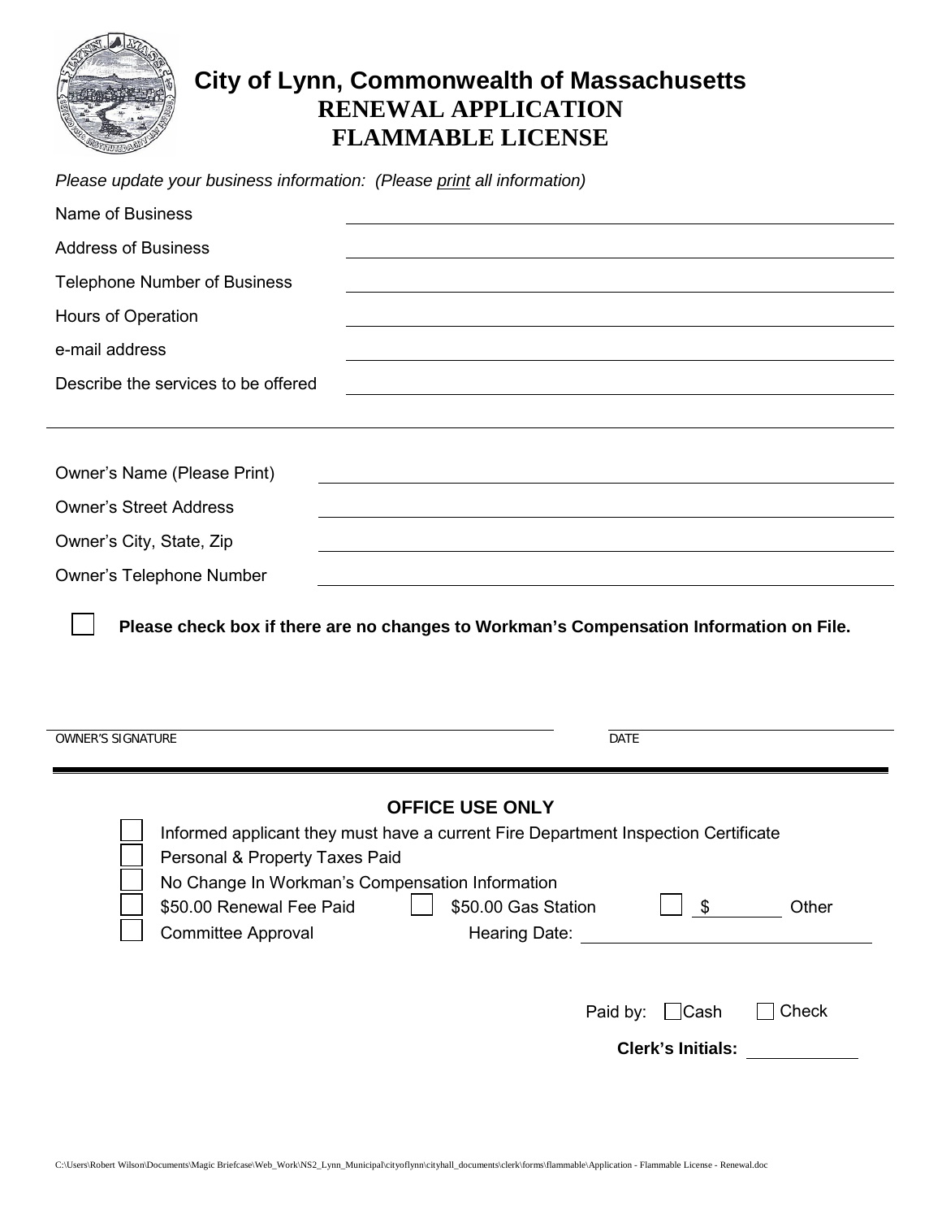# City of Lynn, Commonwealth of Massachusetts

## RENEWAL APPLICATION

## FLAMMABLE LICENSE

*Please update your business information: (Please print all information)*

Name of Business ______________________________

Address of Business ______________________________

Telephone Number of Business ______________________________

Hours of Operation ______________________________

e-mail address ______________________________

Describe the services to be offered ______________________________

______________________________

Owner's Name (Please Print) ______________________________

Owner's Street Address ______________________________

Owner's City, State, Zip ______________________________

Owner's Telephone Number ______________________________

☐ **Please check box if there are no changes to Workman's Compensation Information on File.**

______________________________ ______________________________

OWNER'S SIGNATURE DATE

---

**OFFICE USE ONLY**

☐ Informed applicant they must have a current Fire Department Inspection Certificate

☐ Personal & Property Taxes Paid

☐ No Change In Workman's Compensation Information

☐ $50.00 Renewal Fee Paid ☐ $50.00 Gas Station ☐ $ ________ Other

☐ Committee Approval Hearing Date: ______________________________

Paid by: ☐ Cash ☐ Check

**Clerk's Initials:** ____________

C:\Users\Robert Wilson\Documents\Magic Briefcase\Web_Work\NS2_Lynn_Municipal\cityoflynn\cityhall_documents\clerk\forms\flammable\Application - Flammable License - Renewal.doc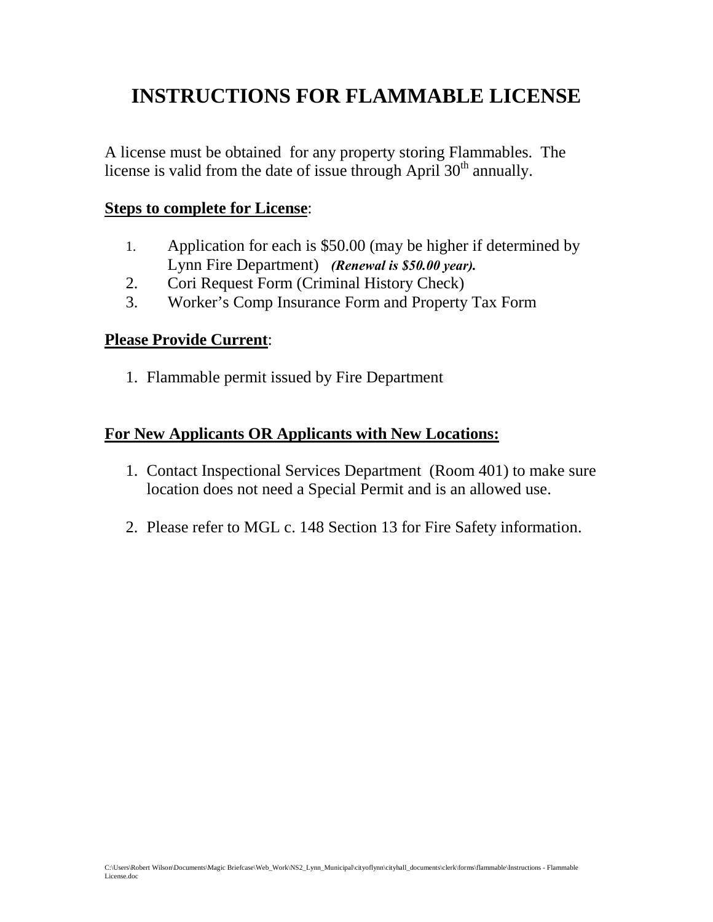# INSTRUCTIONS FOR FLAMMABLE LICENSE

A license must be obtained for any property storing Flammables. The license is valid from the date of issue through April 30th annually.

**Steps to complete for License**:

1. Application for each is $50.00 (may be higher if determined by Lynn Fire Department) ***(Renewal is $50.00 year).***
2. Cori Request Form (Criminal History Check)
3. Worker's Comp Insurance Form and Property Tax Form

**Please Provide Current**:

1. Flammable permit issued by Fire Department

**For New Applicants OR Applicants with New Locations:**

1. Contact Inspectional Services Department (Room 401) to make sure location does not need a Special Permit and is an allowed use.

2. Please refer to MGL c. 148 Section 13 for Fire Safety information.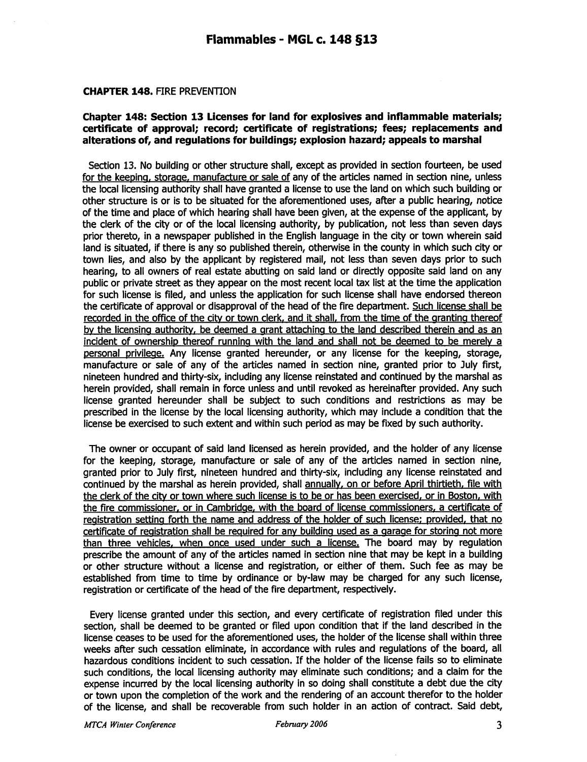## Flammables - MGL c. 148 §13

**CHAPTER 148.** FIRE PREVENTION

**Chapter 148: Section 13 Licenses for land for explosives and inflammable materials; certificate of approval; record; certificate of registrations; fees; replacements and alterations of, and regulations for buildings; explosion hazard; appeals to marshal**

Section 13. No building or other structure shall, except as provided in section fourteen, be used for the keeping, storage, manufacture or sale of any of the articles named in section nine, unless the local licensing authority shall have granted a license to use the land on which such building or other structure is or is to be situated for the aforementioned uses, after a public hearing, notice of the time and place of which hearing shall have been given, at the expense of the applicant, by the clerk of the city or of the local licensing authority, by publication, not less than seven days prior thereto, in a newspaper published in the English language in the city or town wherein said land is situated, if there is any so published therein, otherwise in the county in which such city or town lies, and also by the applicant by registered mail, not less than seven days prior to such hearing, to all owners of real estate abutting on said land or directly opposite said land on any public or private street as they appear on the most recent local tax list at the time the application for such license is filed, and unless the application for such license shall have endorsed thereon the certificate of approval or disapproval of the head of the fire department. Such license shall be recorded in the office of the city or town clerk, and it shall, from the time of the granting thereof by the licensing authority, be deemed a grant attaching to the land described therein and as an incident of ownership thereof running with the land and shall not be deemed to be merely a personal privilege. Any license granted hereunder, or any license for the keeping, storage, manufacture or sale of any of the articles named in section nine, granted prior to July first, nineteen hundred and thirty-six, including any license reinstated and continued by the marshal as herein provided, shall remain in force unless and until revoked as hereinafter provided. Any such license granted hereunder shall be subject to such conditions and restrictions as may be prescribed in the license by the local licensing authority, which may include a condition that the license be exercised to such extent and within such period as may be fixed by such authority.

The owner or occupant of said land licensed as herein provided, and the holder of any license for the keeping, storage, manufacture or sale of any of the articles named in section nine, granted prior to July first, nineteen hundred and thirty-six, including any license reinstated and continued by the marshal as herein provided, shall annually, on or before April thirtieth, file with the clerk of the city or town where such license is to be or has been exercised, or in Boston, with the fire commissioner, or in Cambridge, with the board of license commissioners, a certificate of registration setting forth the name and address of the holder of such license; provided, that no certificate of registration shall be required for any building used as a garage for storing not more than three vehicles, when once used under such a license. The board may by regulation prescribe the amount of any of the articles named in section nine that may be kept in a building or other structure without a license and registration, or either of them. Such fee as may be established from time to time by ordinance or by-law may be charged for any such license, registration or certificate of the head of the fire department, respectively.

Every license granted under this section, and every certificate of registration filed under this section, shall be deemed to be granted or filed upon condition that if the land described in the license ceases to be used for the aforementioned uses, the holder of the license shall within three weeks after such cessation eliminate, in accordance with rules and regulations of the board, all hazardous conditions incident to such cessation. If the holder of the license fails so to eliminate such conditions, the local licensing authority may eliminate such conditions; and a claim for the expense incurred by the local licensing authority in so doing shall constitute a debt due the city or town upon the completion of the work and the rendering of an account therefor to the holder of the license, and shall be recoverable from such holder in an action of contract. Said debt,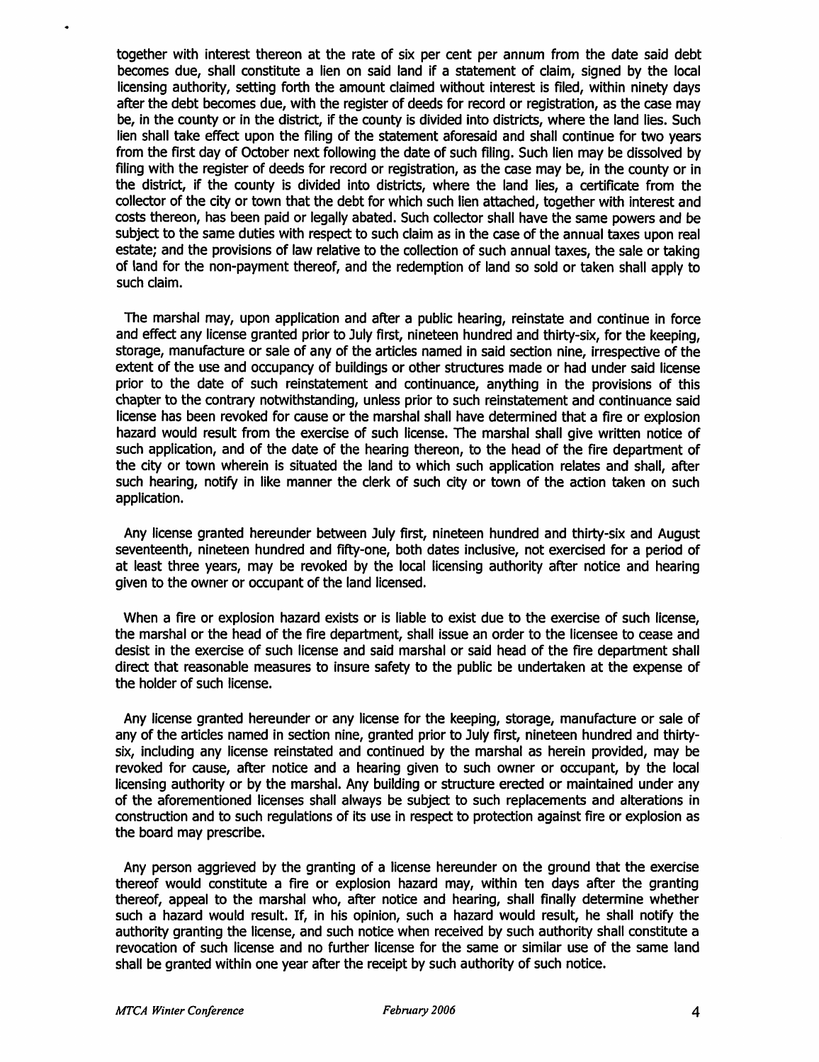together with interest thereon at the rate of six per cent per annum from the date said debt becomes due, shall constitute a lien on said land if a statement of claim, signed by the local licensing authority, setting forth the amount claimed without interest is filed, within ninety days after the debt becomes due, with the register of deeds for record or registration, as the case may be, in the county or in the district, if the county is divided into districts, where the land lies. Such lien shall take effect upon the filing of the statement aforesaid and shall continue for two years from the first day of October next following the date of such filing. Such lien may be dissolved by filing with the register of deeds for record or registration, as the case may be, in the county or in the district, if the county is divided into districts, where the land lies, a certificate from the collector of the city or town that the debt for which such lien attached, together with interest and costs thereon, has been paid or legally abated. Such collector shall have the same powers and be subject to the same duties with respect to such claim as in the case of the annual taxes upon real estate; and the provisions of law relative to the collection of such annual taxes, the sale or taking of land for the non-payment thereof, and the redemption of land so sold or taken shall apply to such claim.

The marshal may, upon application and after a public hearing, reinstate and continue in force and effect any license granted prior to July first, nineteen hundred and thirty-six, for the keeping, storage, manufacture or sale of any of the articles named in said section nine, irrespective of the extent of the use and occupancy of buildings or other structures made or had under said license prior to the date of such reinstatement and continuance, anything in the provisions of this chapter to the contrary notwithstanding, unless prior to such reinstatement and continuance said license has been revoked for cause or the marshal shall have determined that a fire or explosion hazard would result from the exercise of such license. The marshal shall give written notice of such application, and of the date of the hearing thereon, to the head of the fire department of the city or town wherein is situated the land to which such application relates and shall, after such hearing, notify in like manner the clerk of such city or town of the action taken on such application.

Any license granted hereunder between July first, nineteen hundred and thirty-six and August seventeenth, nineteen hundred and fifty-one, both dates inclusive, not exercised for a period of at least three years, may be revoked by the local licensing authority after notice and hearing given to the owner or occupant of the land licensed.

When a fire or explosion hazard exists or is liable to exist due to the exercise of such license, the marshal or the head of the fire department, shall issue an order to the licensee to cease and desist in the exercise of such license and said marshal or said head of the fire department shall direct that reasonable measures to insure safety to the public be undertaken at the expense of the holder of such license.

Any license granted hereunder or any license for the keeping, storage, manufacture or sale of any of the articles named in section nine, granted prior to July first, nineteen hundred and thirty-six, including any license reinstated and continued by the marshal as herein provided, may be revoked for cause, after notice and a hearing given to such owner or occupant, by the local licensing authority or by the marshal. Any building or structure erected or maintained under any of the aforementioned licenses shall always be subject to such replacements and alterations in construction and to such regulations of its use in respect to protection against fire or explosion as the board may prescribe.

Any person aggrieved by the granting of a license hereunder on the ground that the exercise thereof would constitute a fire or explosion hazard may, within ten days after the granting thereof, appeal to the marshal who, after notice and hearing, shall finally determine whether such a hazard would result. If, in his opinion, such a hazard would result, he shall notify the authority granting the license, and such notice when received by such authority shall constitute a revocation of such license and no further license for the same or similar use of the same land shall be granted within one year after the receipt by such authority of such notice.